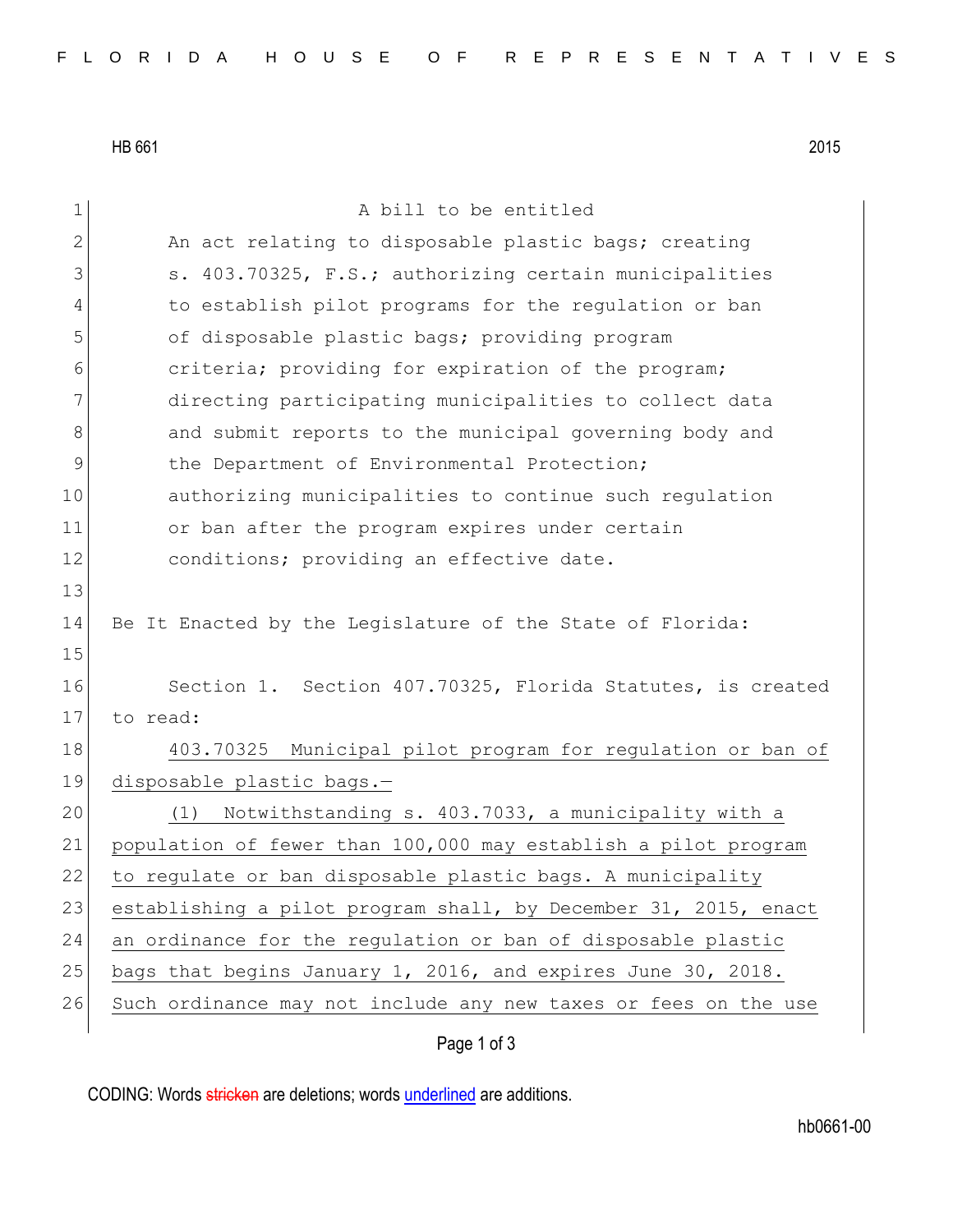HB 661 2015

A bill to be entitled

An act relating to disposable plastic bags; creating s. 403.70325, F.S.; authorizing certain municipalities to establish pilot programs for the regulation or ban of disposable plastic bags; providing program criteria; providing for expiration of the program; directing participating municipalities to collect data and submit reports to the municipal governing body and the Department of Environmental Protection; authorizing municipalities to continue such regulation or ban after the program expires under certain conditions; providing an effective date.

Be It Enacted by the Legislature of the State of Florida:

Section 1. Section 407.70325, Florida Statutes, is created to read:

403.70325 Municipal pilot program for regulation or ban of disposable plastic bags.—

(1) Notwithstanding s. 403.7033, a municipality with a population of fewer than 100,000 may establish a pilot program to regulate or ban disposable plastic bags. A municipality establishing a pilot program shall, by December 31, 2015, enact an ordinance for the regulation or ban of disposable plastic bags that begins January 1, 2016, and expires June 30, 2018. Such ordinance may not include any new taxes or fees on the use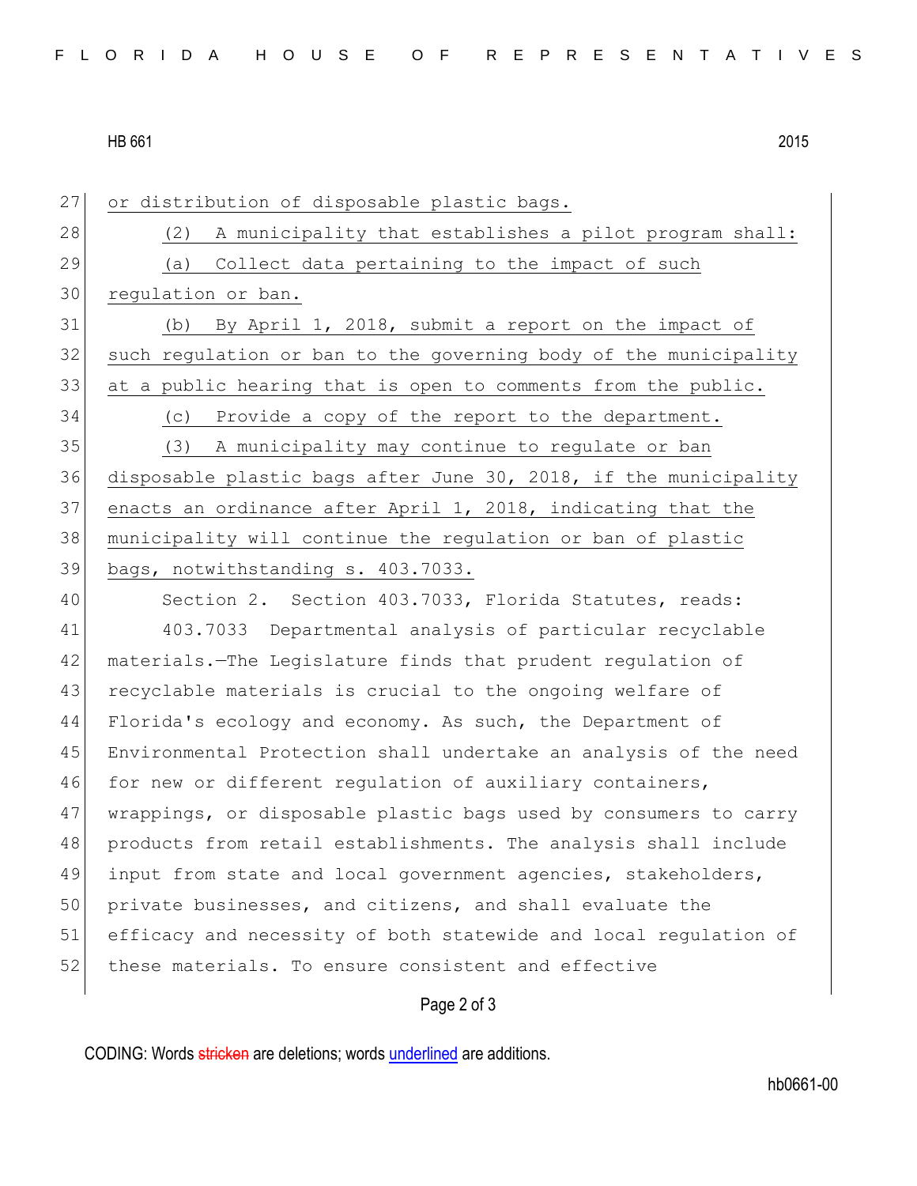or distribution of disposable plastic bags.

(2) A municipality that establishes a pilot program shall:

(a) Collect data pertaining to the impact of such regulation or ban.

(b) By April 1, 2018, submit a report on the impact of such regulation or ban to the governing body of the municipality at a public hearing that is open to comments from the public.

(c) Provide a copy of the report to the department.

(3) A municipality may continue to regulate or ban disposable plastic bags after June 30, 2018, if the municipality enacts an ordinance after April 1, 2018, indicating that the municipality will continue the regulation or ban of plastic bags, notwithstanding s. 403.7033.

Section 2. Section 403.7033, Florida Statutes, reads:

403.7033 Departmental analysis of particular recyclable materials.—The Legislature finds that prudent regulation of recyclable materials is crucial to the ongoing welfare of Florida's ecology and economy. As such, the Department of Environmental Protection shall undertake an analysis of the need for new or different regulation of auxiliary containers, wrappings, or disposable plastic bags used by consumers to carry products from retail establishments. The analysis shall include input from state and local government agencies, stakeholders, private businesses, and citizens, and shall evaluate the efficacy and necessity of both statewide and local regulation of these materials. To ensure consistent and effective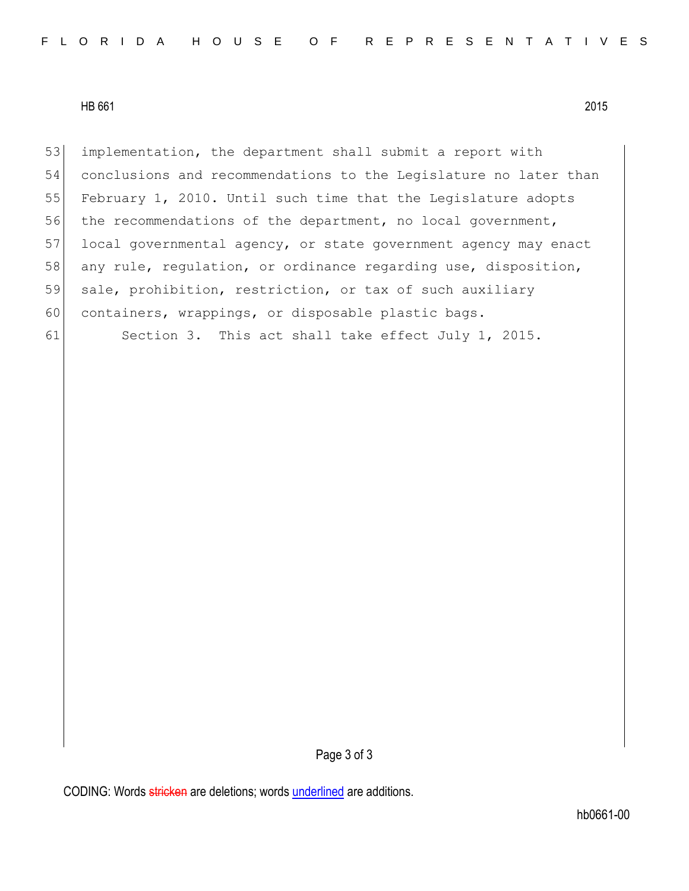53 implementation, the department shall submit a report with
54 conclusions and recommendations to the Legislature no later than
55 February 1, 2010. Until such time that the Legislature adopts
56 the recommendations of the department, no local government,
57 local governmental agency, or state government agency may enact
58 any rule, regulation, or ordinance regarding use, disposition,
59 sale, prohibition, restriction, or tax of such auxiliary
60 containers, wrappings, or disposable plastic bags.

61 Section 3. This act shall take effect July 1, 2015.

CODING: Words ~~stricken~~ are deletions; words <u>underlined</u> are additions.

hb0661-00